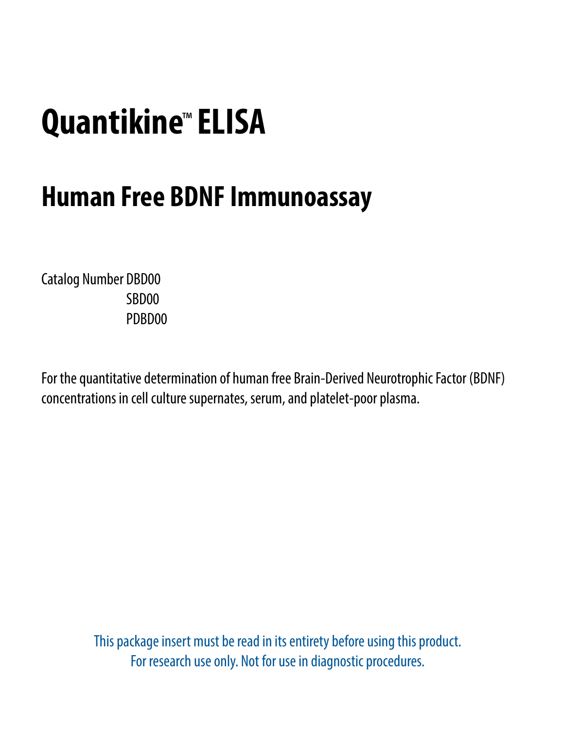# Quantikine™ ELISA

## Human Free BDNF Immunoassay

Catalog Number DBD00
SBD00
PDBD00

For the quantitative determination of human free Brain-Derived Neurotrophic Factor (BDNF) concentrations in cell culture supernates, serum, and platelet-poor plasma.

This package insert must be read in its entirety before using this product.
For research use only. Not for use in diagnostic procedures.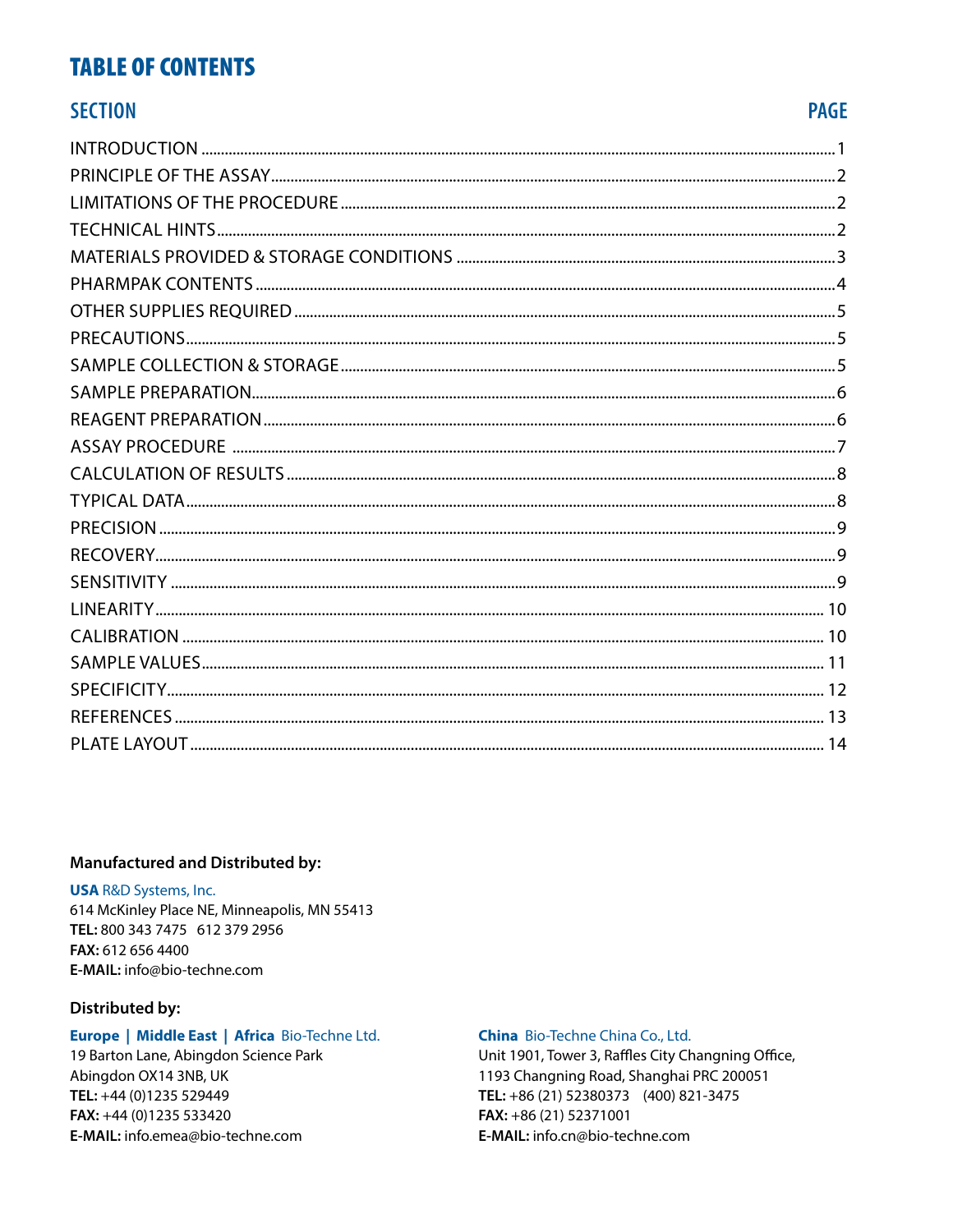# TABLE OF CONTENTS

| SECTION | PAGE |
| --- | --- |
| INTRODUCTION | 1 |
| PRINCIPLE OF THE ASSAY | 2 |
| LIMITATIONS OF THE PROCEDURE | 2 |
| TECHNICAL HINTS | 2 |
| MATERIALS PROVIDED & STORAGE CONDITIONS | 3 |
| PHARMPAK CONTENTS | 4 |
| OTHER SUPPLIES REQUIRED | 5 |
| PRECAUTIONS | 5 |
| SAMPLE COLLECTION & STORAGE | 5 |
| SAMPLE PREPARATION | 6 |
| REAGENT PREPARATION | 6 |
| ASSAY PROCEDURE | 7 |
| CALCULATION OF RESULTS | 8 |
| TYPICAL DATA | 8 |
| PRECISION | 9 |
| RECOVERY | 9 |
| SENSITIVITY | 9 |
| LINEARITY | 10 |
| CALIBRATION | 10 |
| SAMPLE VALUES | 11 |
| SPECIFICITY | 12 |
| REFERENCES | 13 |
| PLATE LAYOUT | 14 |

**Manufactured and Distributed by:**

**USA** R&D Systems, Inc.
614 McKinley Place NE, Minneapolis, MN 55413
**TEL:** 800 343 7475   612 379 2956
**FAX:** 612 656 4400
**E-MAIL:** info@bio-techne.com

**Distributed by:**

**Europe | Middle East | Africa** Bio-Techne Ltd.
19 Barton Lane, Abingdon Science Park
Abingdon OX14 3NB, UK
**TEL:** +44 (0)1235 529449
**FAX:** +44 (0)1235 533420
**E-MAIL:** info.emea@bio-techne.com

**China** Bio-Techne China Co., Ltd.
Unit 1901, Tower 3, Raffles City Changning Office,
1193 Changning Road, Shanghai PRC 200051
**TEL:** +86 (21) 52380373   (400) 821-3475
**FAX:** +86 (21) 52371001
**E-MAIL:** info.cn@bio-techne.com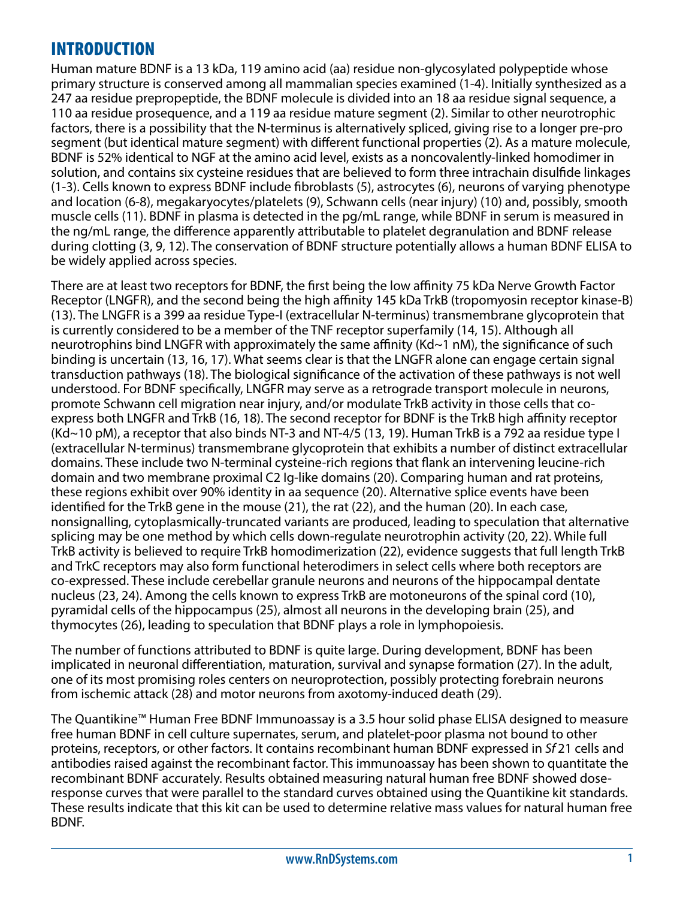## INTRODUCTION

Human mature BDNF is a 13 kDa, 119 amino acid (aa) residue non-glycosylated polypeptide whose primary structure is conserved among all mammalian species examined (1-4). Initially synthesized as a 247 aa residue prepropeptide, the BDNF molecule is divided into an 18 aa residue signal sequence, a 110 aa residue prosequence, and a 119 aa residue mature segment (2). Similar to other neurotrophic factors, there is a possibility that the N-terminus is alternatively spliced, giving rise to a longer pre-pro segment (but identical mature segment) with different functional properties (2). As a mature molecule, BDNF is 52% identical to NGF at the amino acid level, exists as a noncovalently-linked homodimer in solution, and contains six cysteine residues that are believed to form three intrachain disulfide linkages (1-3). Cells known to express BDNF include fibroblasts (5), astrocytes (6), neurons of varying phenotype and location (6-8), megakaryocytes/platelets (9), Schwann cells (near injury) (10) and, possibly, smooth muscle cells (11). BDNF in plasma is detected in the pg/mL range, while BDNF in serum is measured in the ng/mL range, the difference apparently attributable to platelet degranulation and BDNF release during clotting (3, 9, 12). The conservation of BDNF structure potentially allows a human BDNF ELISA to be widely applied across species.

There are at least two receptors for BDNF, the first being the low affinity 75 kDa Nerve Growth Factor Receptor (LNGFR), and the second being the high affinity 145 kDa TrkB (tropomyosin receptor kinase-B) (13). The LNGFR is a 399 aa residue Type-I (extracellular N-terminus) transmembrane glycoprotein that is currently considered to be a member of the TNF receptor superfamily (14, 15). Although all neurotrophins bind LNGFR with approximately the same affinity (Kd~1 nM), the significance of such binding is uncertain (13, 16, 17). What seems clear is that the LNGFR alone can engage certain signal transduction pathways (18). The biological significance of the activation of these pathways is not well understood. For BDNF specifically, LNGFR may serve as a retrograde transport molecule in neurons, promote Schwann cell migration near injury, and/or modulate TrkB activity in those cells that co-express both LNGFR and TrkB (16, 18). The second receptor for BDNF is the TrkB high affinity receptor (Kd~10 pM), a receptor that also binds NT-3 and NT-4/5 (13, 19). Human TrkB is a 792 aa residue type I (extracellular N-terminus) transmembrane glycoprotein that exhibits a number of distinct extracellular domains. These include two N-terminal cysteine-rich regions that flank an intervening leucine-rich domain and two membrane proximal C2 Ig-like domains (20). Comparing human and rat proteins, these regions exhibit over 90% identity in aa sequence (20). Alternative splice events have been identified for the TrkB gene in the mouse (21), the rat (22), and the human (20). In each case, nonsignalling, cytoplasmically-truncated variants are produced, leading to speculation that alternative splicing may be one method by which cells down-regulate neurotrophin activity (20, 22). While full TrkB activity is believed to require TrkB homodimerization (22), evidence suggests that full length TrkB and TrkC receptors may also form functional heterodimers in select cells where both receptors are co-expressed. These include cerebellar granule neurons and neurons of the hippocampal dentate nucleus (23, 24). Among the cells known to express TrkB are motoneurons of the spinal cord (10), pyramidal cells of the hippocampus (25), almost all neurons in the developing brain (25), and thymocytes (26), leading to speculation that BDNF plays a role in lymphopoiesis.

The number of functions attributed to BDNF is quite large. During development, BDNF has been implicated in neuronal differentiation, maturation, survival and synapse formation (27). In the adult, one of its most promising roles centers on neuroprotection, possibly protecting forebrain neurons from ischemic attack (28) and motor neurons from axotomy-induced death (29).

The Quantikine™ Human Free BDNF Immunoassay is a 3.5 hour solid phase ELISA designed to measure free human BDNF in cell culture supernates, serum, and platelet-poor plasma not bound to other proteins, receptors, or other factors. It contains recombinant human BDNF expressed in *Sf* 21 cells and antibodies raised against the recombinant factor. This immunoassay has been shown to quantitate the recombinant BDNF accurately. Results obtained measuring natural human free BDNF showed dose-response curves that were parallel to the standard curves obtained using the Quantikine kit standards. These results indicate that this kit can be used to determine relative mass values for natural human free BDNF.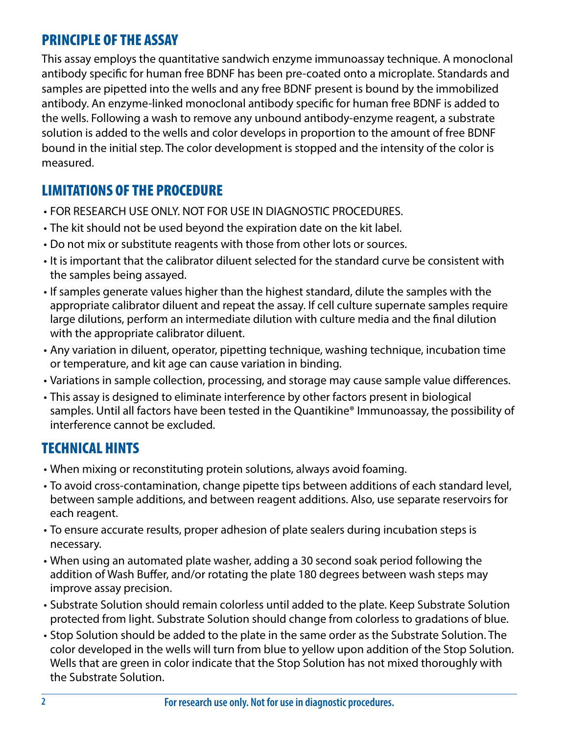## PRINCIPLE OF THE ASSAY

This assay employs the quantitative sandwich enzyme immunoassay technique. A monoclonal antibody specific for human free BDNF has been pre-coated onto a microplate. Standards and samples are pipetted into the wells and any free BDNF present is bound by the immobilized antibody. An enzyme-linked monoclonal antibody specific for human free BDNF is added to the wells. Following a wash to remove any unbound antibody-enzyme reagent, a substrate solution is added to the wells and color develops in proportion to the amount of free BDNF bound in the initial step. The color development is stopped and the intensity of the color is measured.

## LIMITATIONS OF THE PROCEDURE

- FOR RESEARCH USE ONLY. NOT FOR USE IN DIAGNOSTIC PROCEDURES.
- The kit should not be used beyond the expiration date on the kit label.
- Do not mix or substitute reagents with those from other lots or sources.
- It is important that the calibrator diluent selected for the standard curve be consistent with the samples being assayed.
- If samples generate values higher than the highest standard, dilute the samples with the appropriate calibrator diluent and repeat the assay. If cell culture supernate samples require large dilutions, perform an intermediate dilution with culture media and the final dilution with the appropriate calibrator diluent.
- Any variation in diluent, operator, pipetting technique, washing technique, incubation time or temperature, and kit age can cause variation in binding.
- Variations in sample collection, processing, and storage may cause sample value differences.
- This assay is designed to eliminate interference by other factors present in biological samples. Until all factors have been tested in the Quantikine® Immunoassay, the possibility of interference cannot be excluded.

## TECHNICAL HINTS

- When mixing or reconstituting protein solutions, always avoid foaming.
- To avoid cross-contamination, change pipette tips between additions of each standard level, between sample additions, and between reagent additions. Also, use separate reservoirs for each reagent.
- To ensure accurate results, proper adhesion of plate sealers during incubation steps is necessary.
- When using an automated plate washer, adding a 30 second soak period following the addition of Wash Buffer, and/or rotating the plate 180 degrees between wash steps may improve assay precision.
- Substrate Solution should remain colorless until added to the plate. Keep Substrate Solution protected from light. Substrate Solution should change from colorless to gradations of blue.
- Stop Solution should be added to the plate in the same order as the Substrate Solution. The color developed in the wells will turn from blue to yellow upon addition of the Stop Solution. Wells that are green in color indicate that the Stop Solution has not mixed thoroughly with the Substrate Solution.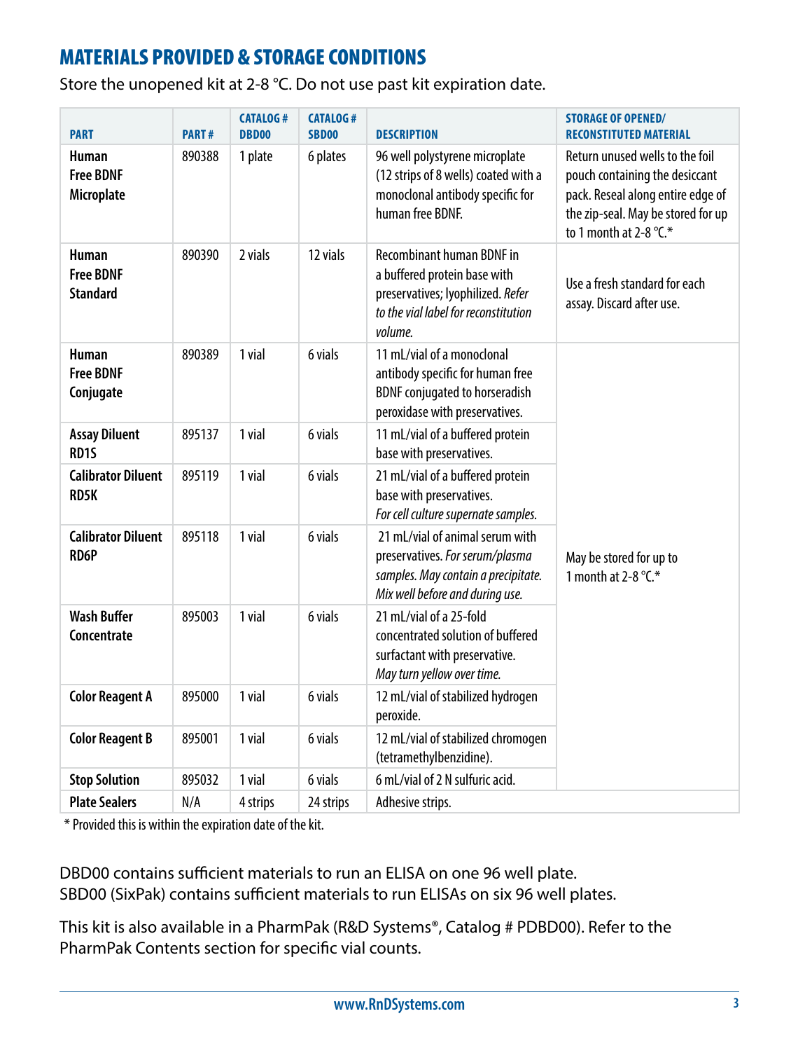## MATERIALS PROVIDED & STORAGE CONDITIONS

Store the unopened kit at 2-8 °C. Do not use past kit expiration date.

| PART | PART # | CATALOG # DBD00 | CATALOG # SBD00 | DESCRIPTION | STORAGE OF OPENED/ RECONSTITUTED MATERIAL |
|---|---|---|---|---|---|
| **Human Free BDNF Microplate** | 890388 | 1 plate | 6 plates | 96 well polystyrene microplate (12 strips of 8 wells) coated with a monoclonal antibody specific for human free BDNF. | Return unused wells to the foil pouch containing the desiccant pack. Reseal along entire edge of the zip-seal. May be stored for up to 1 month at 2-8 °C.* |
| **Human Free BDNF Standard** | 890390 | 2 vials | 12 vials | Recombinant human BDNF in a buffered protein base with preservatives; lyophilized. *Refer to the vial label for reconstitution volume.* | Use a fresh standard for each assay. Discard after use. |
| **Human Free BDNF Conjugate** | 890389 | 1 vial | 6 vials | 11 mL/vial of a monoclonal antibody specific for human free BDNF conjugated to horseradish peroxidase with preservatives. | May be stored for up to 1 month at 2-8 °C.* |
| **Assay Diluent RD1S** | 895137 | 1 vial | 6 vials | 11 mL/vial of a buffered protein base with preservatives. | |
| **Calibrator Diluent RD5K** | 895119 | 1 vial | 6 vials | 21 mL/vial of a buffered protein base with preservatives. *For cell culture supernate samples.* | |
| **Calibrator Diluent RD6P** | 895118 | 1 vial | 6 vials | 21 mL/vial of animal serum with preservatives. *For serum/plasma samples. May contain a precipitate. Mix well before and during use.* | |
| **Wash Buffer Concentrate** | 895003 | 1 vial | 6 vials | 21 mL/vial of a 25-fold concentrated solution of buffered surfactant with preservative. *May turn yellow over time.* | |
| **Color Reagent A** | 895000 | 1 vial | 6 vials | 12 mL/vial of stabilized hydrogen peroxide. | |
| **Color Reagent B** | 895001 | 1 vial | 6 vials | 12 mL/vial of stabilized chromogen (tetramethylbenzidine). | |
| **Stop Solution** | 895032 | 1 vial | 6 vials | 6 mL/vial of 2 N sulfuric acid. | |
| **Plate Sealers** | N/A | 4 strips | 24 strips | Adhesive strips. | |

\* Provided this is within the expiration date of the kit.

DBD00 contains sufficient materials to run an ELISA on one 96 well plate.
SBD00 (SixPak) contains sufficient materials to run ELISAs on six 96 well plates.

This kit is also available in a PharmPak (R&D Systems®, Catalog # PDBD00). Refer to the PharmPak Contents section for specific vial counts.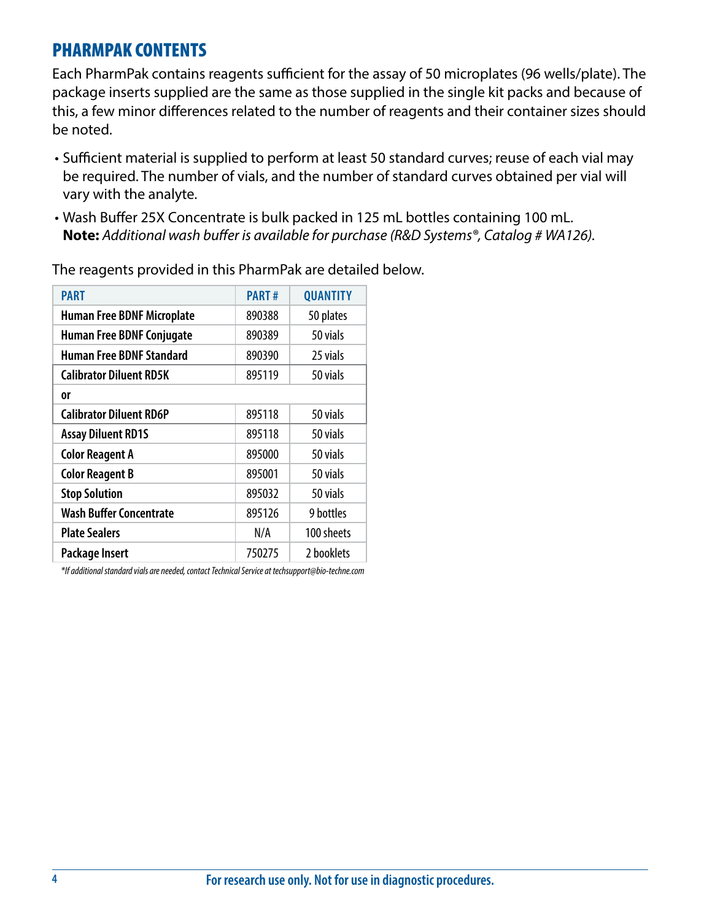## PHARMPAK CONTENTS

Each PharmPak contains reagents sufficient for the assay of 50 microplates (96 wells/plate). The package inserts supplied are the same as those supplied in the single kit packs and because of this, a few minor differences related to the number of reagents and their container sizes should be noted.

- Sufficient material is supplied to perform at least 50 standard curves; reuse of each vial may be required. The number of vials, and the number of standard curves obtained per vial will vary with the analyte.
- Wash Buffer 25X Concentrate is bulk packed in 125 mL bottles containing 100 mL. **Note:** *Additional wash buffer is available for purchase (R&D Systems®, Catalog # WA126).*

The reagents provided in this PharmPak are detailed below.

| PART | PART # | QUANTITY |
|---|---|---|
| **Human Free BDNF Microplate** | 890388 | 50 plates |
| **Human Free BDNF Conjugate** | 890389 | 50 vials |
| **Human Free BDNF Standard** | 890390 | 25 vials |
| **Calibrator Diluent RD5K** | 895119 | 50 vials |
| **or** | | |
| **Calibrator Diluent RD6P** | 895118 | 50 vials |
| **Assay Diluent RD1S** | 895118 | 50 vials |
| **Color Reagent A** | 895000 | 50 vials |
| **Color Reagent B** | 895001 | 50 vials |
| **Stop Solution** | 895032 | 50 vials |
| **Wash Buffer Concentrate** | 895126 | 9 bottles |
| **Plate Sealers** | N/A | 100 sheets |
| **Package Insert** | 750275 | 2 booklets |

*\*If additional standard vials are needed, contact Technical Service at techsupport@bio-techne.com*

For research use only. Not for use in diagnostic procedures.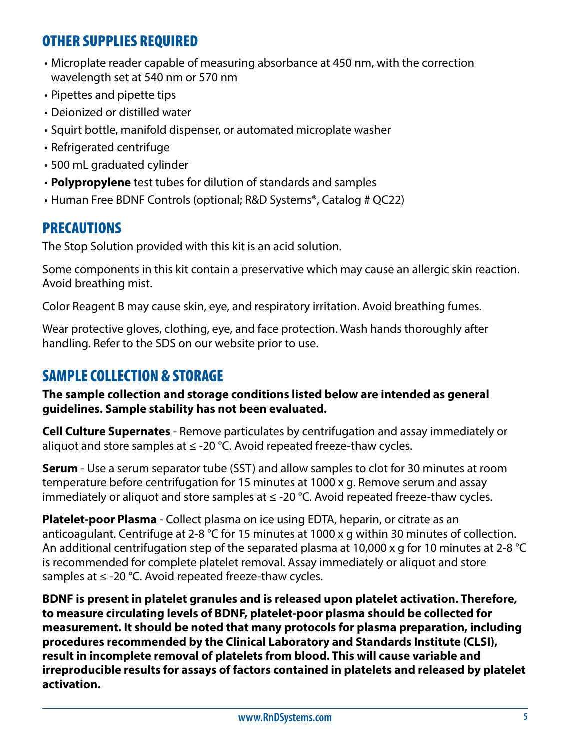## OTHER SUPPLIES REQUIRED

- Microplate reader capable of measuring absorbance at 450 nm, with the correction wavelength set at 540 nm or 570 nm
- Pipettes and pipette tips
- Deionized or distilled water
- Squirt bottle, manifold dispenser, or automated microplate washer
- Refrigerated centrifuge
- 500 mL graduated cylinder
- **Polypropylene** test tubes for dilution of standards and samples
- Human Free BDNF Controls (optional; R&D Systems®, Catalog # QC22)

## PRECAUTIONS

The Stop Solution provided with this kit is an acid solution.

Some components in this kit contain a preservative which may cause an allergic skin reaction. Avoid breathing mist.

Color Reagent B may cause skin, eye, and respiratory irritation. Avoid breathing fumes.

Wear protective gloves, clothing, eye, and face protection. Wash hands thoroughly after handling. Refer to the SDS on our website prior to use.

## SAMPLE COLLECTION & STORAGE

**The sample collection and storage conditions listed below are intended as general guidelines. Sample stability has not been evaluated.**

**Cell Culture Supernates** - Remove particulates by centrifugation and assay immediately or aliquot and store samples at ≤ -20 °C. Avoid repeated freeze-thaw cycles.

**Serum** - Use a serum separator tube (SST) and allow samples to clot for 30 minutes at room temperature before centrifugation for 15 minutes at 1000 x g. Remove serum and assay immediately or aliquot and store samples at ≤ -20 °C. Avoid repeated freeze-thaw cycles.

**Platelet-poor Plasma** - Collect plasma on ice using EDTA, heparin, or citrate as an anticoagulant. Centrifuge at 2-8 °C for 15 minutes at 1000 x g within 30 minutes of collection. An additional centrifugation step of the separated plasma at 10,000 x g for 10 minutes at 2-8 °C is recommended for complete platelet removal. Assay immediately or aliquot and store samples at ≤ -20 °C. Avoid repeated freeze-thaw cycles.

**BDNF is present in platelet granules and is released upon platelet activation. Therefore, to measure circulating levels of BDNF, platelet-poor plasma should be collected for measurement. It should be noted that many protocols for plasma preparation, including procedures recommended by the Clinical Laboratory and Standards Institute (CLSI), result in incomplete removal of platelets from blood. This will cause variable and irreproducible results for assays of factors contained in platelets and released by platelet activation.**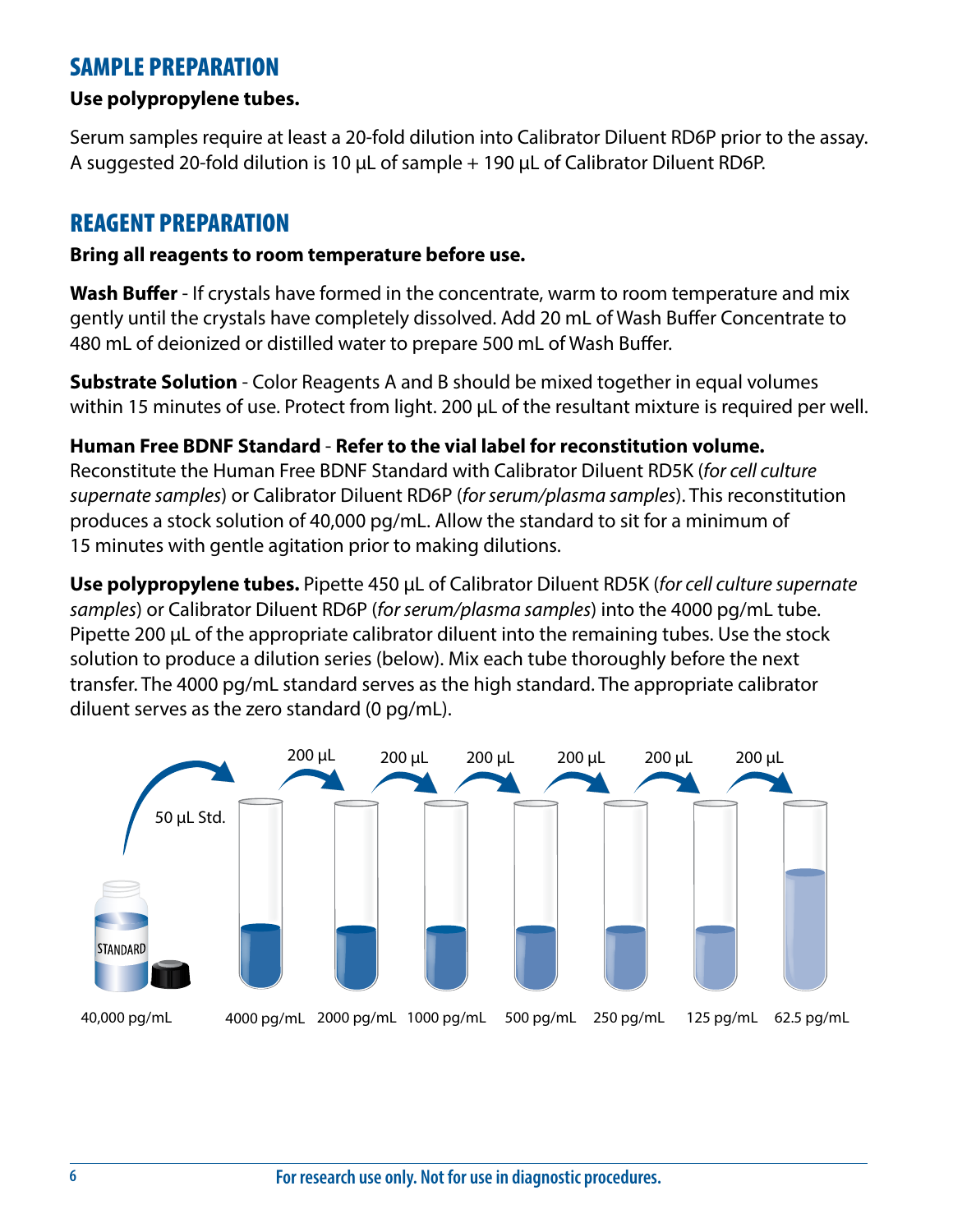## SAMPLE PREPARATION

**Use polypropylene tubes.**

Serum samples require at least a 20-fold dilution into Calibrator Diluent RD6P prior to the assay. A suggested 20-fold dilution is 10 µL of sample + 190 µL of Calibrator Diluent RD6P.

## REAGENT PREPARATION

**Bring all reagents to room temperature before use.**

**Wash Buffer** - If crystals have formed in the concentrate, warm to room temperature and mix gently until the crystals have completely dissolved. Add 20 mL of Wash Buffer Concentrate to 480 mL of deionized or distilled water to prepare 500 mL of Wash Buffer.

**Substrate Solution** - Color Reagents A and B should be mixed together in equal volumes within 15 minutes of use. Protect from light. 200 µL of the resultant mixture is required per well.

**Human Free BDNF Standard** - **Refer to the vial label for reconstitution volume.** Reconstitute the Human Free BDNF Standard with Calibrator Diluent RD5K (*for cell culture supernate samples*) or Calibrator Diluent RD6P (*for serum/plasma samples*). This reconstitution produces a stock solution of 40,000 pg/mL. Allow the standard to sit for a minimum of 15 minutes with gentle agitation prior to making dilutions.

**Use polypropylene tubes.** Pipette 450 µL of Calibrator Diluent RD5K (*for cell culture supernate samples*) or Calibrator Diluent RD6P (*for serum/plasma samples*) into the 4000 pg/mL tube. Pipette 200 µL of the appropriate calibrator diluent into the remaining tubes. Use the stock solution to produce a dilution series (below). Mix each tube thoroughly before the next transfer. The 4000 pg/mL standard serves as the high standard. The appropriate calibrator diluent serves as the zero standard (0 pg/mL).

50 µL Std. → 200 µL → 200 µL → 200 µL → 200 µL → 200 µL → 200 µL

STANDARD 40,000 pg/mL | 4000 pg/mL | 2000 pg/mL | 1000 pg/mL | 500 pg/mL | 250 pg/mL | 125 pg/mL | 62.5 pg/mL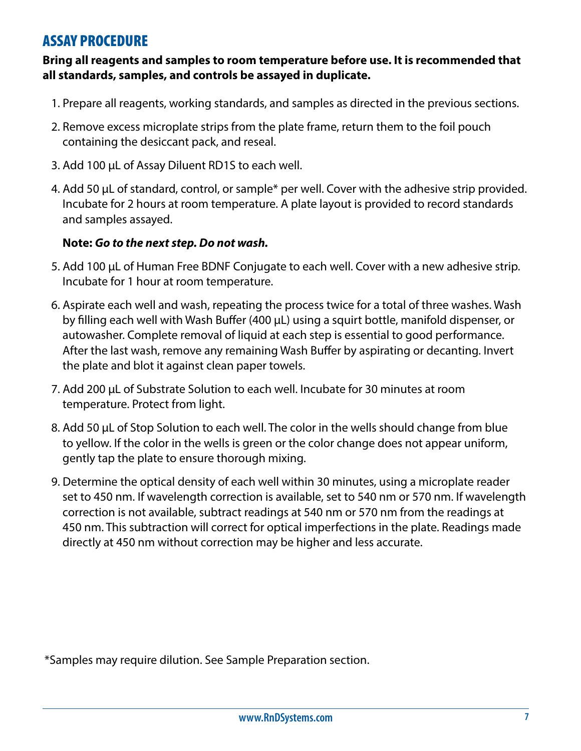## ASSAY PROCEDURE

**Bring all reagents and samples to room temperature before use. It is recommended that all standards, samples, and controls be assayed in duplicate.**

1. Prepare all reagents, working standards, and samples as directed in the previous sections.
2. Remove excess microplate strips from the plate frame, return them to the foil pouch containing the desiccant pack, and reseal.
3. Add 100 µL of Assay Diluent RD1S to each well.
4. Add 50 µL of standard, control, or sample* per well. Cover with the adhesive strip provided. Incubate for 2 hours at room temperature. A plate layout is provided to record standards and samples assayed.

   **Note:** ***Go to the next step. Do not wash.***

5. Add 100 µL of Human Free BDNF Conjugate to each well. Cover with a new adhesive strip. Incubate for 1 hour at room temperature.
6. Aspirate each well and wash, repeating the process twice for a total of three washes. Wash by filling each well with Wash Buffer (400 µL) using a squirt bottle, manifold dispenser, or autowasher. Complete removal of liquid at each step is essential to good performance. After the last wash, remove any remaining Wash Buffer by aspirating or decanting. Invert the plate and blot it against clean paper towels.
7. Add 200 µL of Substrate Solution to each well. Incubate for 30 minutes at room temperature. Protect from light.
8. Add 50 µL of Stop Solution to each well. The color in the wells should change from blue to yellow. If the color in the wells is green or the color change does not appear uniform, gently tap the plate to ensure thorough mixing.
9. Determine the optical density of each well within 30 minutes, using a microplate reader set to 450 nm. If wavelength correction is available, set to 540 nm or 570 nm. If wavelength correction is not available, subtract readings at 540 nm or 570 nm from the readings at 450 nm. This subtraction will correct for optical imperfections in the plate. Readings made directly at 450 nm without correction may be higher and less accurate.

*Samples may require dilution. See Sample Preparation section.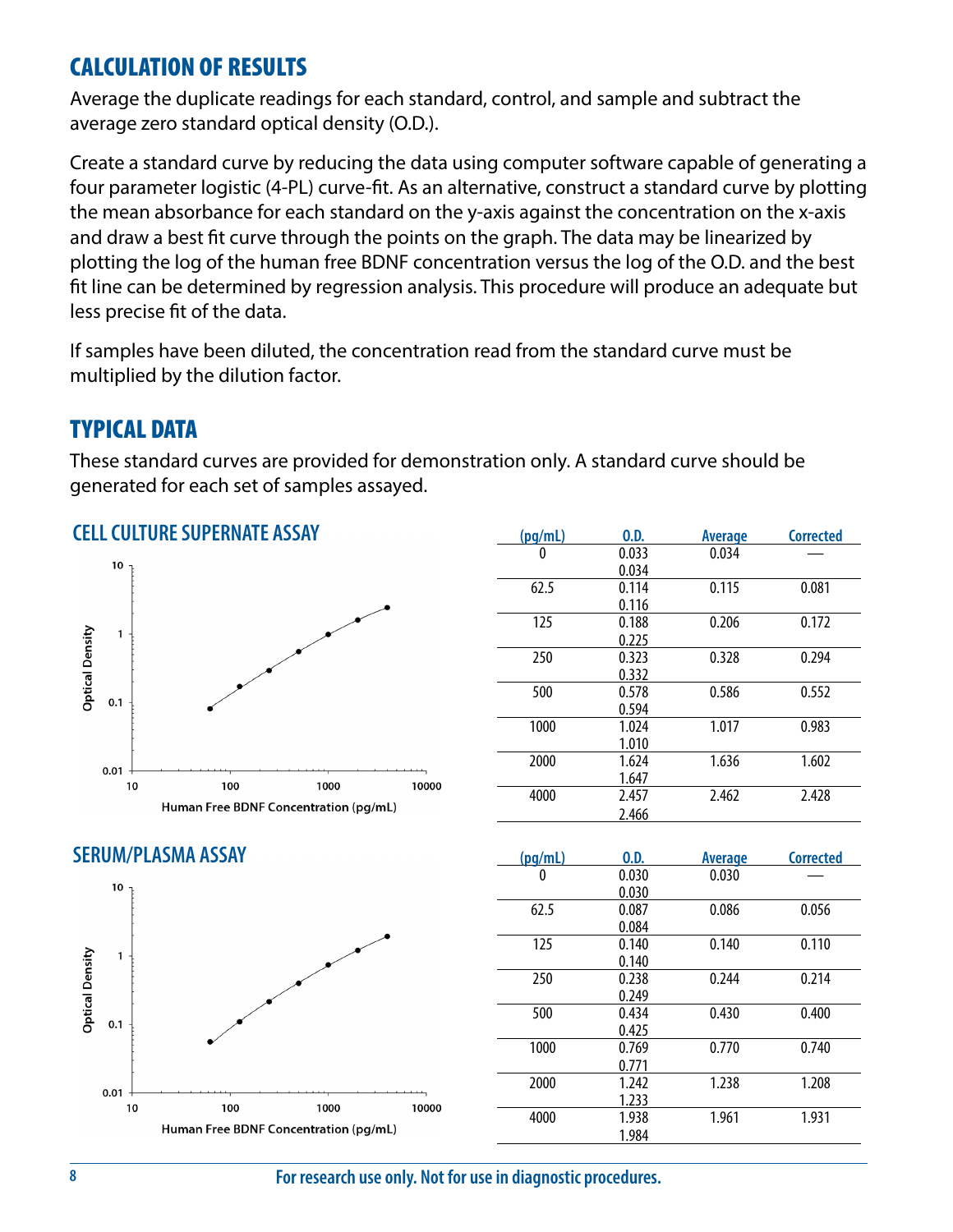## CALCULATION OF RESULTS

Average the duplicate readings for each standard, control, and sample and subtract the average zero standard optical density (O.D.).

Create a standard curve by reducing the data using computer software capable of generating a four parameter logistic (4-PL) curve-fit. As an alternative, construct a standard curve by plotting the mean absorbance for each standard on the y-axis against the concentration on the x-axis and draw a best fit curve through the points on the graph. The data may be linearized by plotting the log of the human free BDNF concentration versus the log of the O.D. and the best fit line can be determined by regression analysis. This procedure will produce an adequate but less precise fit of the data.

If samples have been diluted, the concentration read from the standard curve must be multiplied by the dilution factor.

## TYPICAL DATA

These standard curves are provided for demonstration only. A standard curve should be generated for each set of samples assayed.

### CELL CULTURE SUPERNATE ASSAY

| (pg/mL) | O.D. | Average | Corrected |
|---|---|---|---|
| 0 | 0.033<br>0.034 | 0.034 | — |
| 62.5 | 0.114<br>0.116 | 0.115 | 0.081 |
| 125 | 0.188<br>0.225 | 0.206 | 0.172 |
| 250 | 0.323<br>0.332 | 0.328 | 0.294 |
| 500 | 0.578<br>0.594 | 0.586 | 0.552 |
| 1000 | 1.024<br>1.010 | 1.017 | 0.983 |
| 2000 | 1.624<br>1.647 | 1.636 | 1.602 |
| 4000 | 2.457<br>2.466 | 2.462 | 2.428 |

### SERUM/PLASMA ASSAY

| (pg/mL) | O.D. | Average | Corrected |
|---|---|---|---|
| 0 | 0.030<br>0.030 | 0.030 | — |
| 62.5 | 0.087<br>0.084 | 0.086 | 0.056 |
| 125 | 0.140<br>0.140 | 0.140 | 0.110 |
| 250 | 0.238<br>0.249 | 0.244 | 0.214 |
| 500 | 0.434<br>0.425 | 0.430 | 0.400 |
| 1000 | 0.769<br>0.771 | 0.770 | 0.740 |
| 2000 | 1.242<br>1.233 | 1.238 | 1.208 |
| 4000 | 1.938<br>1.984 | 1.961 | 1.931 |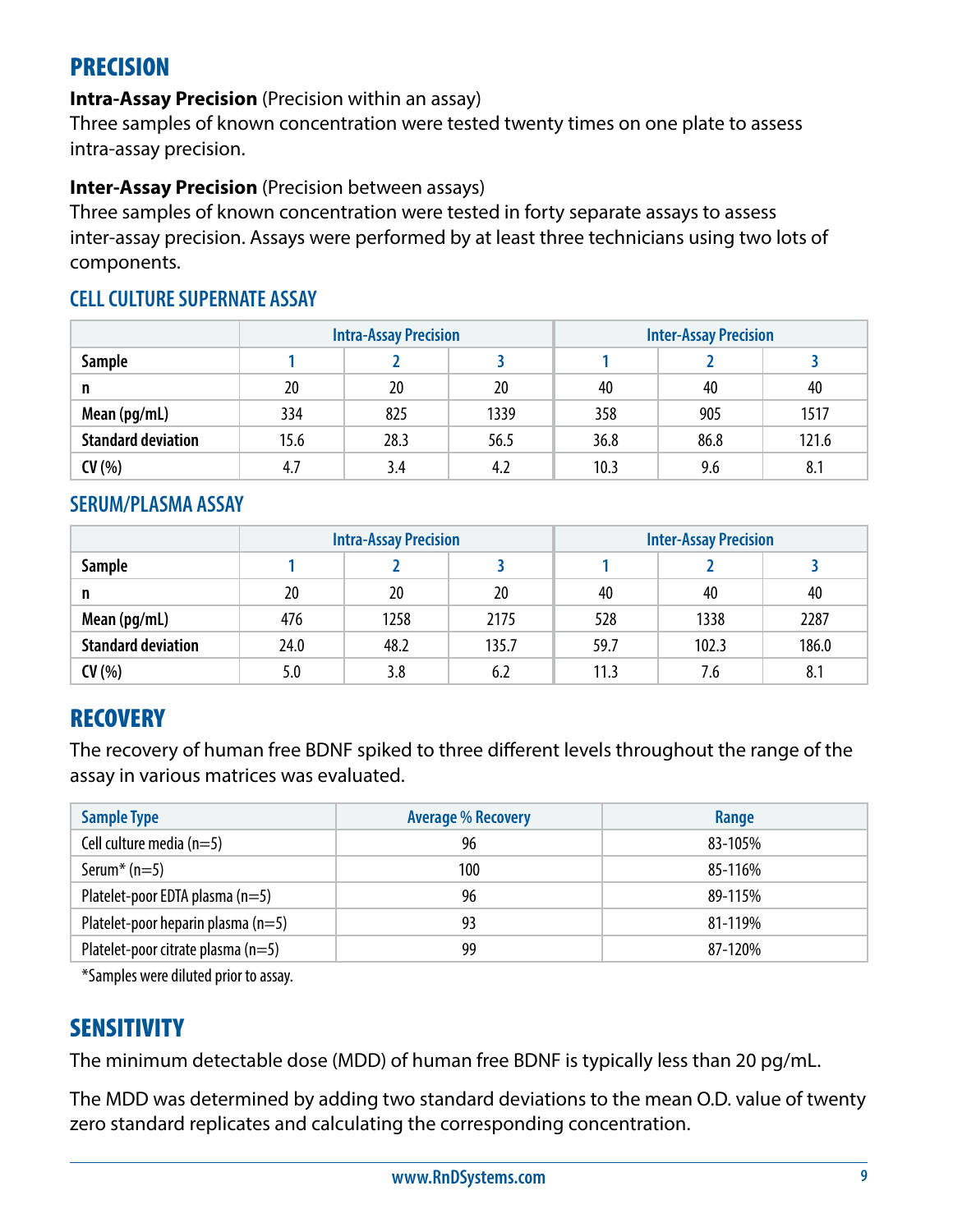## PRECISION

**Intra-Assay Precision** (Precision within an assay)
Three samples of known concentration were tested twenty times on one plate to assess intra-assay precision.

**Inter-Assay Precision** (Precision between assays)
Three samples of known concentration were tested in forty separate assays to assess inter-assay precision. Assays were performed by at least three technicians using two lots of components.

### CELL CULTURE SUPERNATE ASSAY

| | Intra-Assay Precision | | | Inter-Assay Precision | | |
|---|---|---|---|---|---|---|
| **Sample** | 1 | 2 | 3 | 1 | 2 | 3 |
| **n** | 20 | 20 | 20 | 40 | 40 | 40 |
| **Mean (pg/mL)** | 334 | 825 | 1339 | 358 | 905 | 1517 |
| **Standard deviation** | 15.6 | 28.3 | 56.5 | 36.8 | 86.8 | 121.6 |
| **CV (%)** | 4.7 | 3.4 | 4.2 | 10.3 | 9.6 | 8.1 |

### SERUM/PLASMA ASSAY

| | Intra-Assay Precision | | | Inter-Assay Precision | | |
|---|---|---|---|---|---|---|
| **Sample** | 1 | 2 | 3 | 1 | 2 | 3 |
| **n** | 20 | 20 | 20 | 40 | 40 | 40 |
| **Mean (pg/mL)** | 476 | 1258 | 2175 | 528 | 1338 | 2287 |
| **Standard deviation** | 24.0 | 48.2 | 135.7 | 59.7 | 102.3 | 186.0 |
| **CV (%)** | 5.0 | 3.8 | 6.2 | 11.3 | 7.6 | 8.1 |

## RECOVERY

The recovery of human free BDNF spiked to three different levels throughout the range of the assay in various matrices was evaluated.

| Sample Type | Average % Recovery | Range |
|---|---|---|
| Cell culture media (n=5) | 96 | 83-105% |
| Serum* (n=5) | 100 | 85-116% |
| Platelet-poor EDTA plasma (n=5) | 96 | 89-115% |
| Platelet-poor heparin plasma (n=5) | 93 | 81-119% |
| Platelet-poor citrate plasma (n=5) | 99 | 87-120% |

*Samples were diluted prior to assay.

## SENSITIVITY

The minimum detectable dose (MDD) of human free BDNF is typically less than 20 pg/mL.

The MDD was determined by adding two standard deviations to the mean O.D. value of twenty zero standard replicates and calculating the corresponding concentration.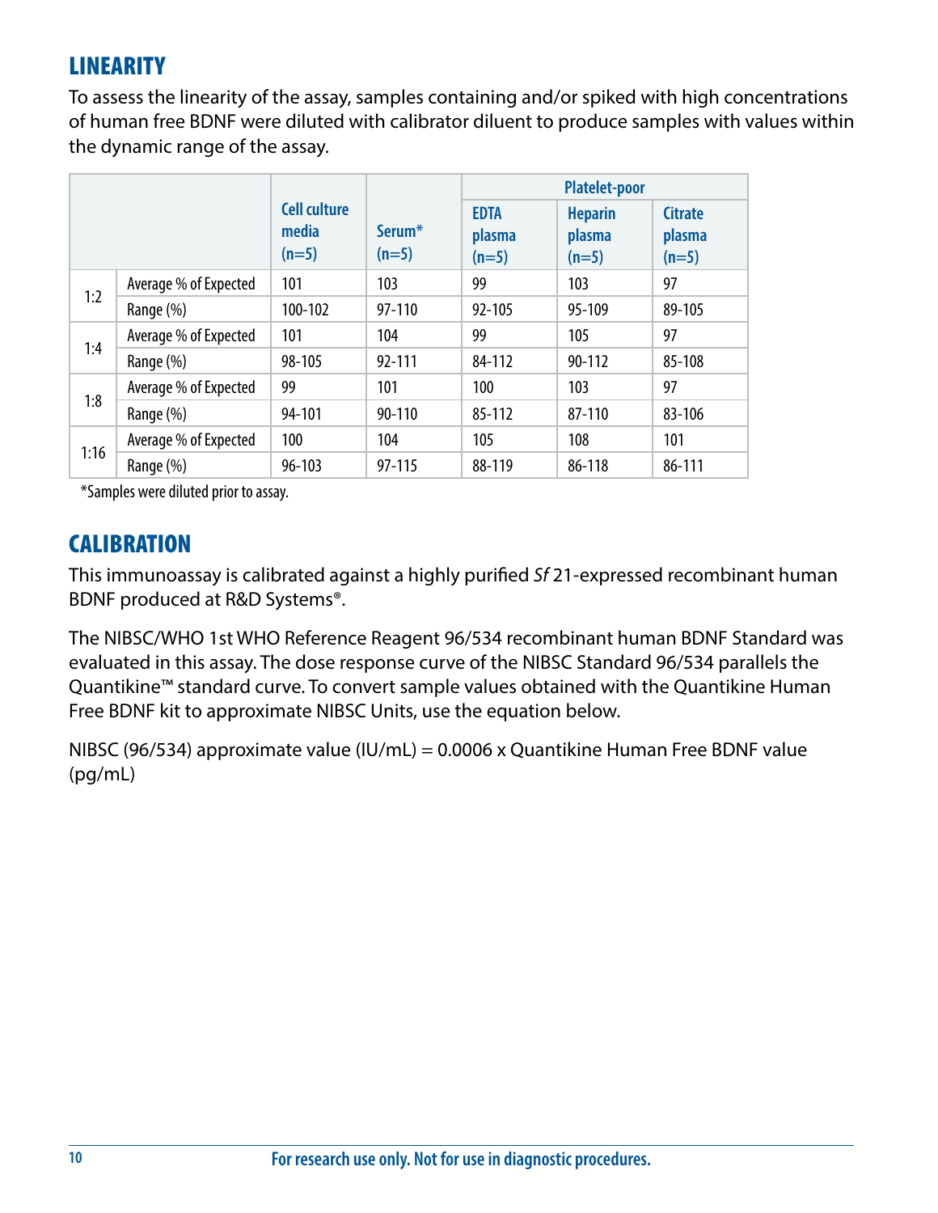## LINEARITY

To assess the linearity of the assay, samples containing and/or spiked with high concentrations of human free BDNF were diluted with calibrator diluent to produce samples with values within the dynamic range of the assay.

| | | Cell culture media (n=5) | Serum* (n=5) | Platelet-poor | | |
|---|---|---|---|---|---|---|
| | | | | EDTA plasma (n=5) | Heparin plasma (n=5) | Citrate plasma (n=5) |
| 1:2 | Average % of Expected | 101 | 103 | 99 | 103 | 97 |
| | Range (%) | 100-102 | 97-110 | 92-105 | 95-109 | 89-105 |
| 1:4 | Average % of Expected | 101 | 104 | 99 | 105 | 97 |
| | Range (%) | 98-105 | 92-111 | 84-112 | 90-112 | 85-108 |
| 1:8 | Average % of Expected | 99 | 101 | 100 | 103 | 97 |
| | Range (%) | 94-101 | 90-110 | 85-112 | 87-110 | 83-106 |
| 1:16 | Average % of Expected | 100 | 104 | 105 | 108 | 101 |
| | Range (%) | 96-103 | 97-115 | 88-119 | 86-118 | 86-111 |

*Samples were diluted prior to assay.

## CALIBRATION

This immunoassay is calibrated against a highly purified *Sf* 21-expressed recombinant human BDNF produced at R&D Systems®.

The NIBSC/WHO 1st WHO Reference Reagent 96/534 recombinant human BDNF Standard was evaluated in this assay. The dose response curve of the NIBSC Standard 96/534 parallels the Quantikine™ standard curve. To convert sample values obtained with the Quantikine Human Free BDNF kit to approximate NIBSC Units, use the equation below.

NIBSC (96/534) approximate value (IU/mL) = 0.0006 x Quantikine Human Free BDNF value (pg/mL)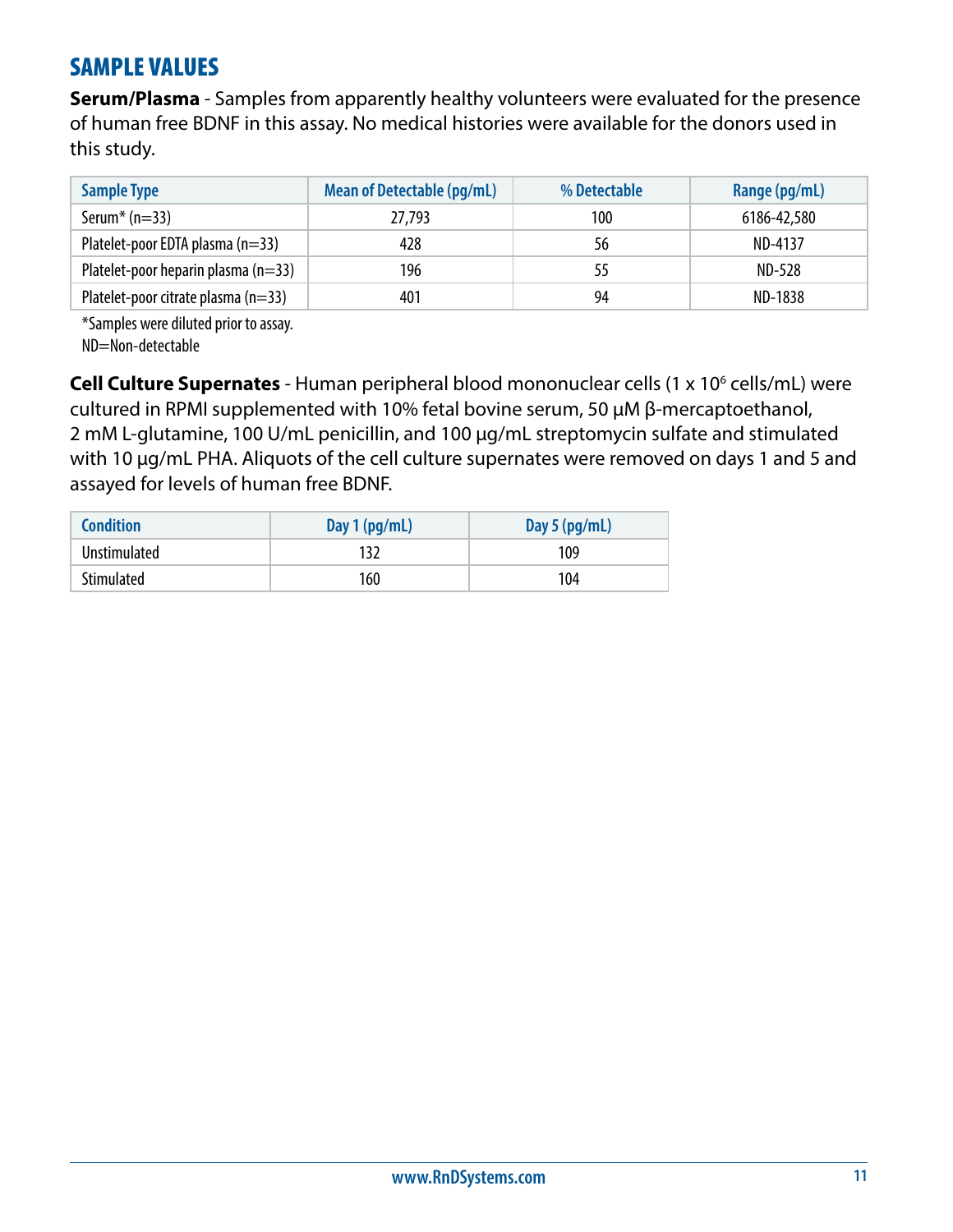## SAMPLE VALUES

**Serum/Plasma** - Samples from apparently healthy volunteers were evaluated for the presence of human free BDNF in this assay. No medical histories were available for the donors used in this study.

| Sample Type | Mean of Detectable (pg/mL) | % Detectable | Range (pg/mL) |
|---|---|---|---|
| Serum* (n=33) | 27,793 | 100 | 6186-42,580 |
| Platelet-poor EDTA plasma (n=33) | 428 | 56 | ND-4137 |
| Platelet-poor heparin plasma (n=33) | 196 | 55 | ND-528 |
| Platelet-poor citrate plasma (n=33) | 401 | 94 | ND-1838 |

*Samples were diluted prior to assay.
ND=Non-detectable

**Cell Culture Supernates** - Human peripheral blood mononuclear cells (1 x $10^6$ cells/mL) were cultured in RPMI supplemented with 10% fetal bovine serum, 50 μM β-mercaptoethanol, 2 mM L-glutamine, 100 U/mL penicillin, and 100 μg/mL streptomycin sulfate and stimulated with 10 μg/mL PHA. Aliquots of the cell culture supernates were removed on days 1 and 5 and assayed for levels of human free BDNF.

| Condition | Day 1 (pg/mL) | Day 5 (pg/mL) |
|---|---|---|
| Unstimulated | 132 | 109 |
| Stimulated | 160 | 104 |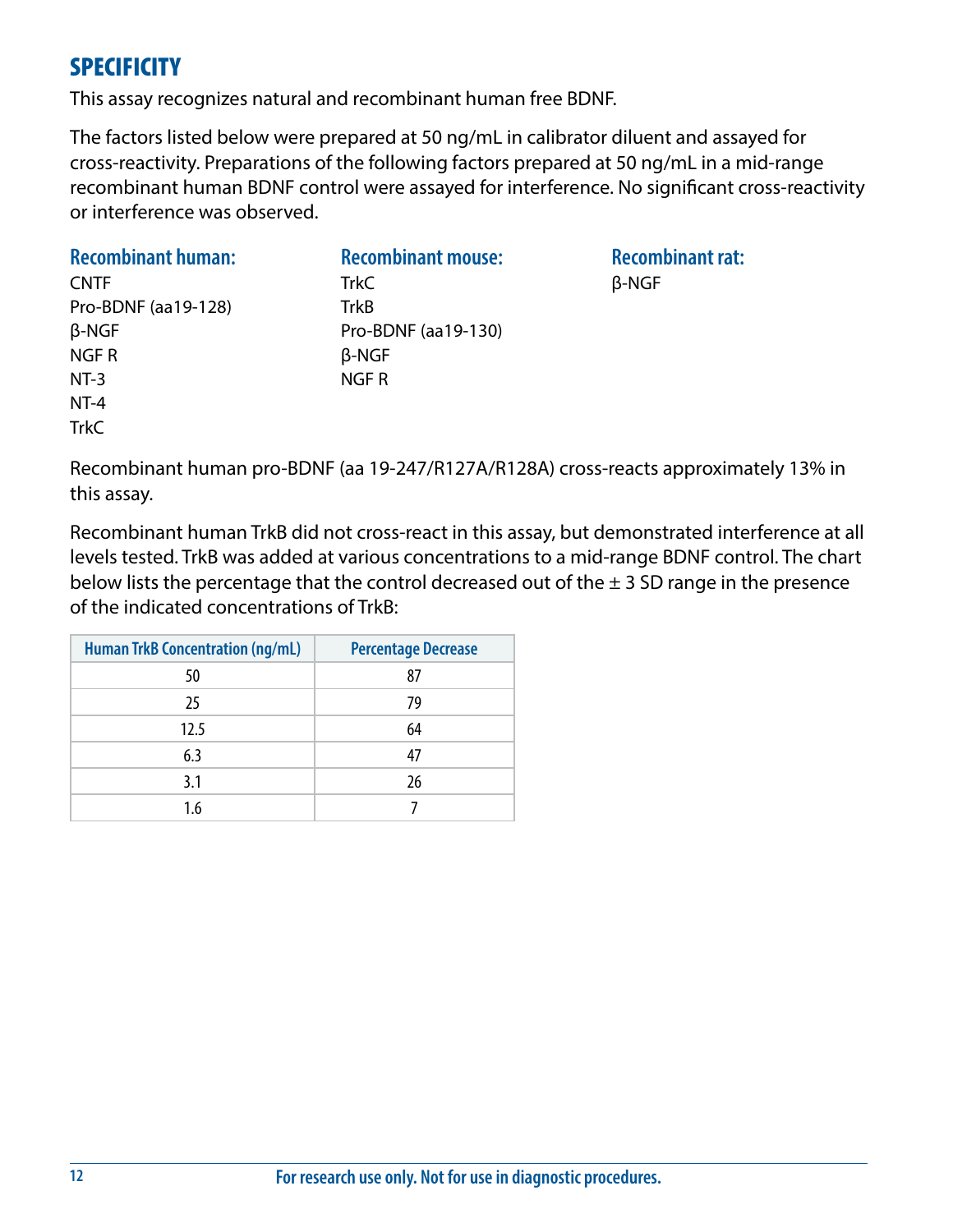## SPECIFICITY

This assay recognizes natural and recombinant human free BDNF.

The factors listed below were prepared at 50 ng/mL in calibrator diluent and assayed for cross-reactivity. Preparations of the following factors prepared at 50 ng/mL in a mid-range recombinant human BDNF control were assayed for interference. No significant cross-reactivity or interference was observed.

**Recombinant human:**
CNTF
Pro-BDNF (aa19-128)
β-NGF
NGF R
NT-3
NT-4
TrkC

**Recombinant mouse:**
TrkC
TrkB
Pro-BDNF (aa19-130)
β-NGF
NGF R

**Recombinant rat:**
β-NGF

Recombinant human pro-BDNF (aa 19-247/R127A/R128A) cross-reacts approximately 13% in this assay.

Recombinant human TrkB did not cross-react in this assay, but demonstrated interference at all levels tested. TrkB was added at various concentrations to a mid-range BDNF control. The chart below lists the percentage that the control decreased out of the ± 3 SD range in the presence of the indicated concentrations of TrkB:

| Human TrkB Concentration (ng/mL) | Percentage Decrease |
|---|---|
| 50 | 87 |
| 25 | 79 |
| 12.5 | 64 |
| 6.3 | 47 |
| 3.1 | 26 |
| 1.6 | 7 |

For research use only. Not for use in diagnostic procedures.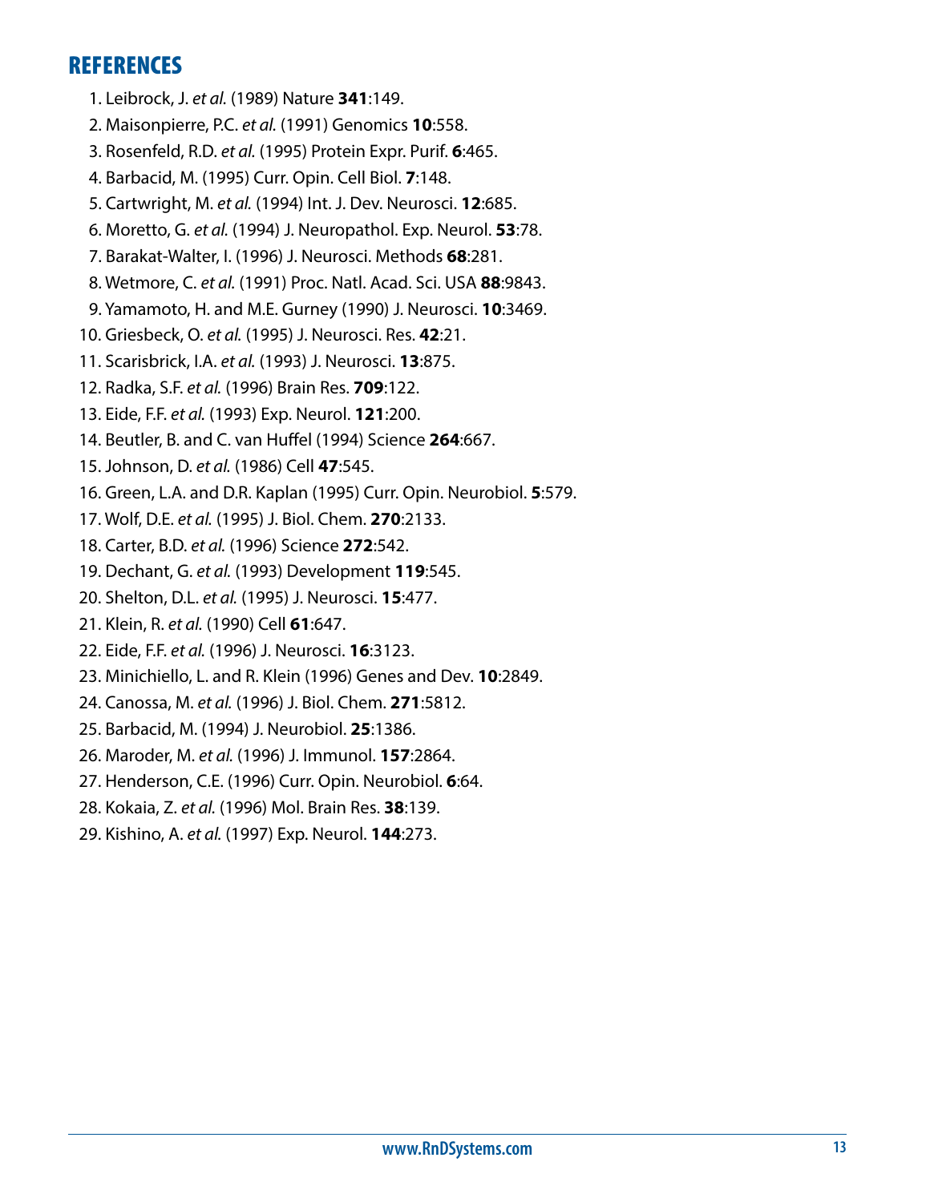## REFERENCES

1. Leibrock, J. *et al.* (1989) Nature **341**:149.
2. Maisonpierre, P.C. *et al.* (1991) Genomics **10**:558.
3. Rosenfeld, R.D. *et al.* (1995) Protein Expr. Purif. **6**:465.
4. Barbacid, M. (1995) Curr. Opin. Cell Biol. **7**:148.
5. Cartwright, M. *et al.* (1994) Int. J. Dev. Neurosci. **12**:685.
6. Moretto, G. *et al.* (1994) J. Neuropathol. Exp. Neurol. **53**:78.
7. Barakat-Walter, I. (1996) J. Neurosci. Methods **68**:281.
8. Wetmore, C. *et al.* (1991) Proc. Natl. Acad. Sci. USA **88**:9843.
9. Yamamoto, H. and M.E. Gurney (1990) J. Neurosci. **10**:3469.
10. Griesbeck, O. *et al.* (1995) J. Neurosci. Res. **42**:21.
11. Scarisbrick, I.A. *et al.* (1993) J. Neurosci. **13**:875.
12. Radka, S.F. *et al.* (1996) Brain Res. **709**:122.
13. Eide, F.F. *et al.* (1993) Exp. Neurol. **121**:200.
14. Beutler, B. and C. van Huffel (1994) Science **264**:667.
15. Johnson, D. *et al.* (1986) Cell **47**:545.
16. Green, L.A. and D.R. Kaplan (1995) Curr. Opin. Neurobiol. **5**:579.
17. Wolf, D.E. *et al.* (1995) J. Biol. Chem. **270**:2133.
18. Carter, B.D. *et al.* (1996) Science **272**:542.
19. Dechant, G. *et al.* (1993) Development **119**:545.
20. Shelton, D.L. *et al.* (1995) J. Neurosci. **15**:477.
21. Klein, R. *et al.* (1990) Cell **61**:647.
22. Eide, F.F. *et al.* (1996) J. Neurosci. **16**:3123.
23. Minichiello, L. and R. Klein (1996) Genes and Dev. **10**:2849.
24. Canossa, M. *et al.* (1996) J. Biol. Chem. **271**:5812.
25. Barbacid, M. (1994) J. Neurobiol. **25**:1386.
26. Maroder, M. *et al.* (1996) J. Immunol. **157**:2864.
27. Henderson, C.E. (1996) Curr. Opin. Neurobiol. **6**:64.
28. Kokaia, Z. *et al.* (1996) Mol. Brain Res. **38**:139.
29. Kishino, A. *et al.* (1997) Exp. Neurol. **144**:273.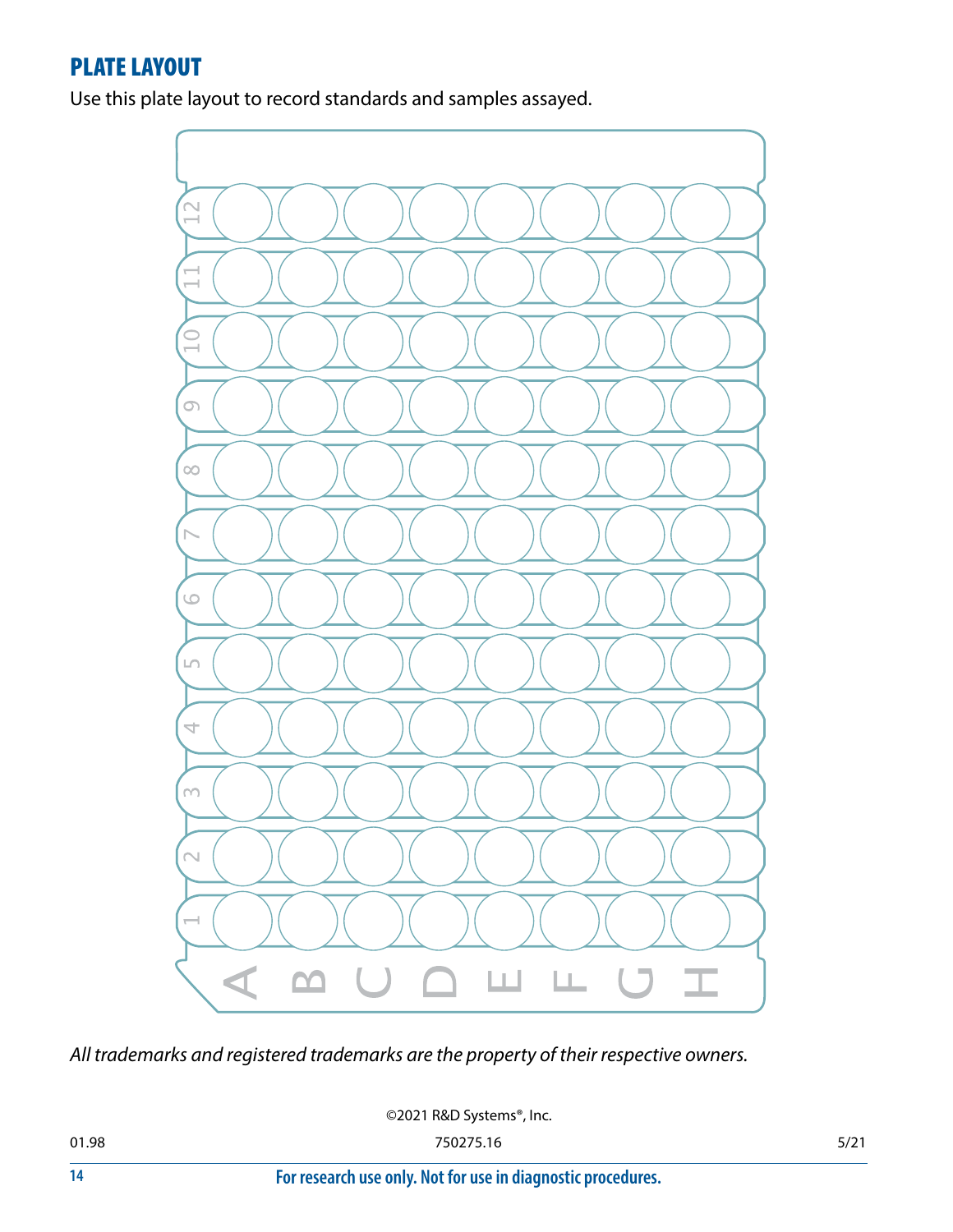## PLATE LAYOUT

Use this plate layout to record standards and samples assayed.

| | 1 | 2 | 3 | 4 | 5 | 6 | 7 | 8 | 9 | 10 | 11 | 12 |
|---|---|---|---|---|---|---|---|---|---|---|---|---|
| A | | | | | | | | | | | | |
| B | | | | | | | | | | | | |
| C | | | | | | | | | | | | |
| D | | | | | | | | | | | | |
| E | | | | | | | | | | | | |
| F | | | | | | | | | | | | |
| G | | | | | | | | | | | | |
| H | | | | | | | | | | | | |

*All trademarks and registered trademarks are the property of their respective owners.*

©2021 R&D Systems®, Inc.

01.98 750275.16 5/21

For research use only. Not for use in diagnostic procedures.